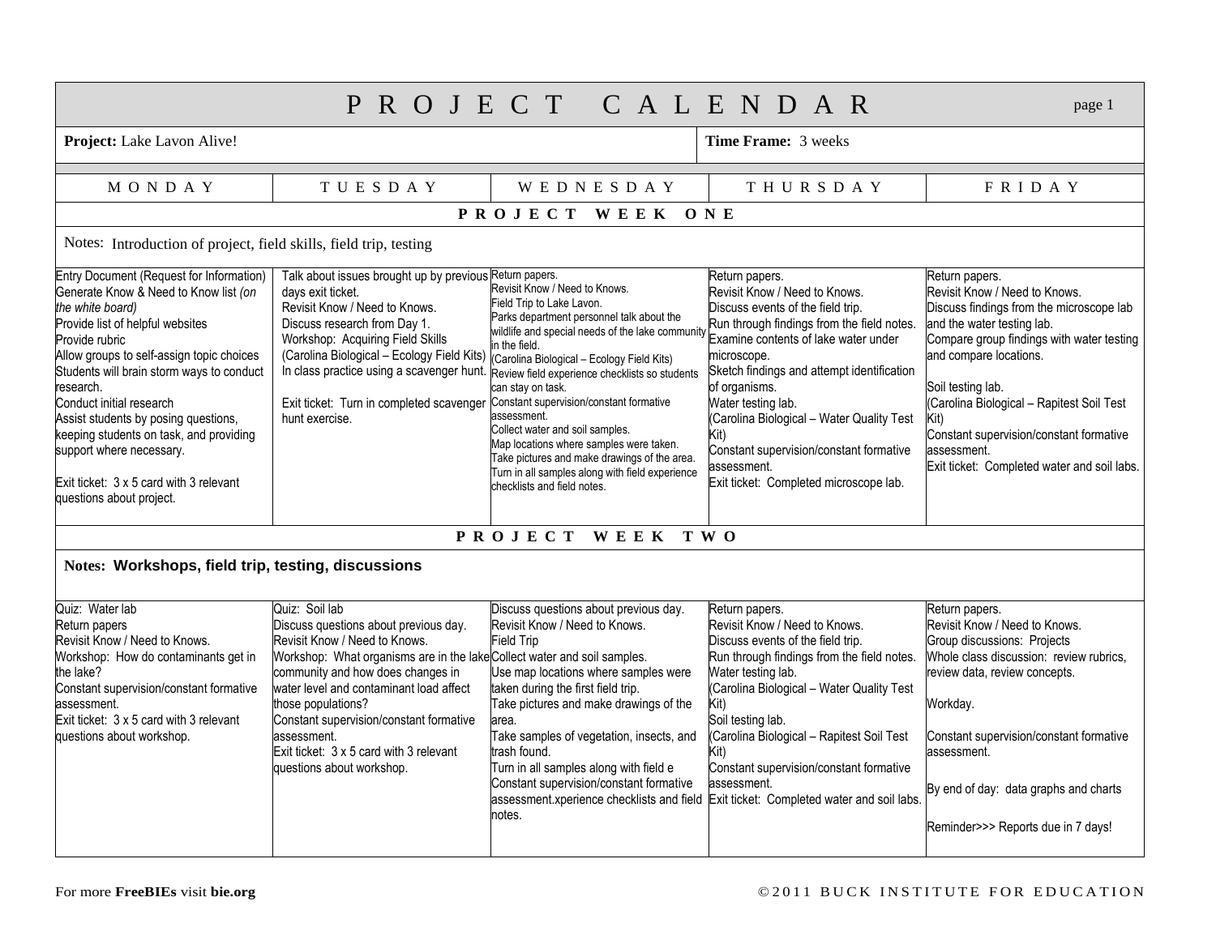# PROJECT CALENDAR

| **Project:** Lake Lavon Alive! | **Time Frame:** 3 weeks |
|---|---|

| MONDAY | TUESDAY | WEDNESDAY | THURSDAY | FRIDAY |
|---|---|---|---|---|
| **PROJECT WEEK ONE** | | | | |
| Notes: Introduction of project, field skills, field trip, testing | | | | |
| Entry Document (Request for Information)<br>Generate Know & Need to Know list *(on the white board)*<br>Provide list of helpful websites<br>Provide rubric<br>Allow groups to self-assign topic choices<br>Students will brain storm ways to conduct research.<br>Conduct initial research<br>Assist students by posing questions, keeping students on task, and providing support where necessary.<br><br>Exit ticket: 3 x 5 card with 3 relevant questions about project. | Talk about issues brought up by previous days exit ticket.<br>Revisit Know / Need to Knows.<br>Discuss research from Day 1.<br>Workshop: Acquiring Field Skills (Carolina Biological – Ecology Field Kits)<br>In class practice using a scavenger hunt.<br><br>Exit ticket: Turn in completed scavenger hunt exercise. | Return papers.<br>Revisit Know / Need to Knows.<br>Field Trip to Lake Lavon.<br>Parks department personnel talk about the wildlife and special needs of the lake community in the field.<br>(Carolina Biological – Ecology Field Kits)<br>Review field experience checklists so students can stay on task.<br>Constant supervision/constant formative assessment.<br>Collect water and soil samples.<br>Map locations where samples were taken.<br>Take pictures and make drawings of the area.<br>Turn in all samples along with field experience checklists and field notes. | Return papers.<br>Revisit Know / Need to Knows.<br>Discuss events of the field trip.<br>Run through findings from the field notes.<br>Examine contents of lake water under microscope.<br>Sketch findings and attempt identification of organisms.<br>Water testing lab.<br>(Carolina Biological – Water Quality Test Kit)<br>Constant supervision/constant formative assessment.<br>Exit ticket: Completed microscope lab. | Return papers.<br>Revisit Know / Need to Knows.<br>Discuss findings from the microscope lab and the water testing lab.<br>Compare group findings with water testing and compare locations.<br><br>Soil testing lab.<br>(Carolina Biological – Rapitest Soil Test Kit)<br>Constant supervision/constant formative assessment.<br>Exit ticket: Completed water and soil labs. |
| **PROJECT WEEK TWO** | | | | |
| **Notes: Workshops, field trip, testing, discussions** | | | | |
| Quiz: Water lab<br>Return papers<br>Revisit Know / Need to Knows.<br>Workshop: How do contaminants get in the lake?<br>Constant supervision/constant formative assessment.<br>Exit ticket: 3 x 5 card with 3 relevant questions about workshop. | Quiz: Soil lab<br>Discuss questions about previous day.<br>Revisit Know / Need to Knows.<br>Workshop: What organisms are in the lake community and how does changes in water level and contaminant load affect those populations?<br>Constant supervision/constant formative assessment.<br>Exit ticket: 3 x 5 card with 3 relevant questions about workshop. | Discuss questions about previous day.<br>Revisit Know / Need to Knows.<br>Field Trip<br>Collect water and soil samples.<br>Use map locations where samples were taken during the first field trip.<br>Take pictures and make drawings of the area.<br>Take samples of vegetation, insects, and trash found.<br>Turn in all samples along with field e<br>Constant supervision/constant formative assessment.xperience checklists and field notes. | Return papers.<br>Revisit Know / Need to Knows.<br>Discuss events of the field trip.<br>Run through findings from the field notes.<br>Water testing lab.<br>(Carolina Biological – Water Quality Test Kit)<br>Soil testing lab.<br>(Carolina Biological – Rapitest Soil Test Kit)<br>Constant supervision/constant formative assessment.<br>Exit ticket: Completed water and soil labs. | Return papers.<br>Revisit Know / Need to Knows.<br>Group discussions: Projects<br>Whole class discussion: review rubrics, review data, review concepts.<br><br>Workday.<br><br>Constant supervision/constant formative assessment.<br><br>By end of day: data graphs and charts<br><br>Reminder>>> Reports due in 7 days! |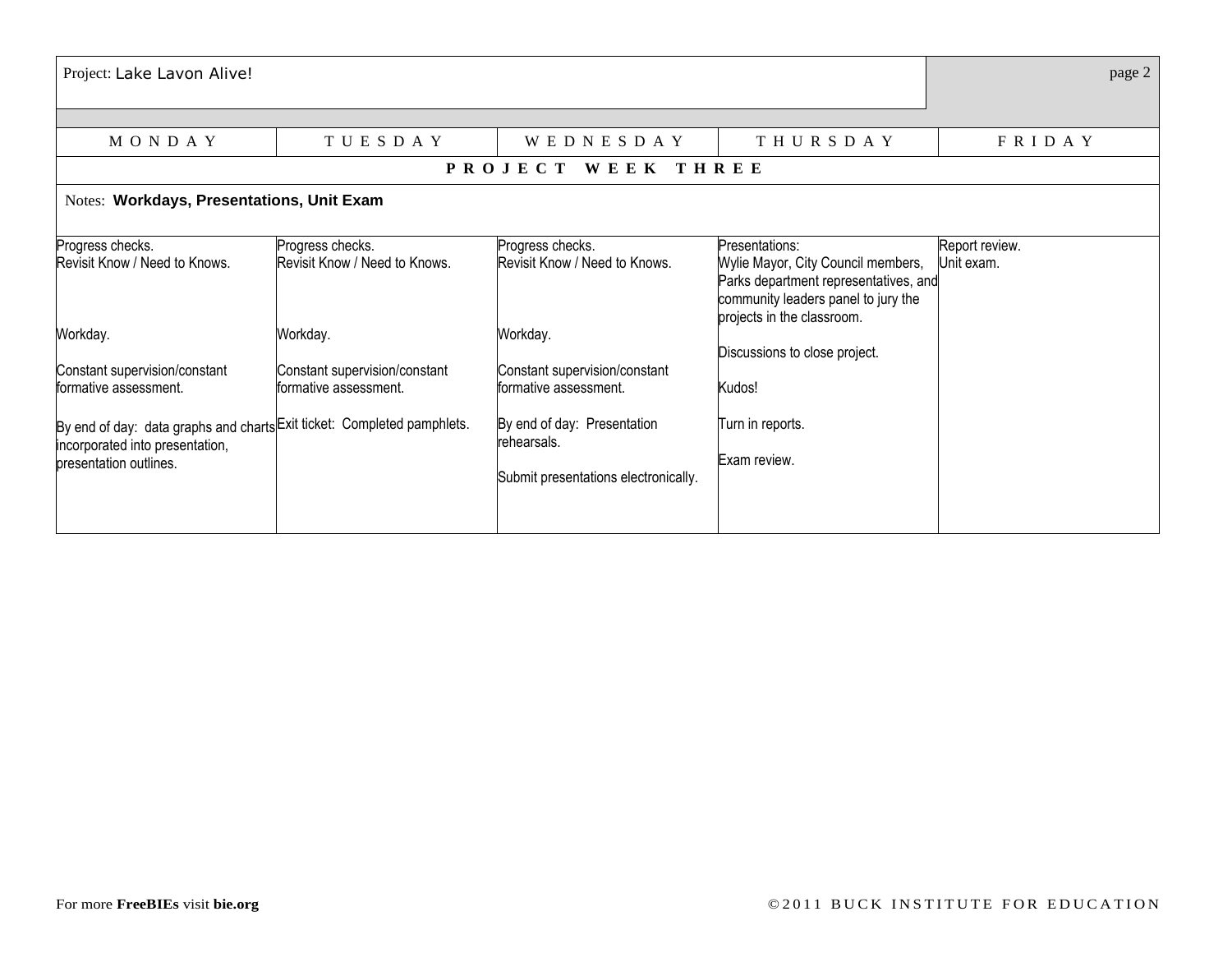Project: Lake Lavon Alive!

| MONDAY | TUESDAY | WEDNESDAY | THURSDAY | FRIDAY |
|---|---|---|---|---|
| **PROJECT WEEK THREE** | | | | |
| Notes: **Workdays, Presentations, Unit Exam** | | | | |
| Progress checks.<br>Revisit Know / Need to Knows.<br><br>Workday.<br><br>Constant supervision/constant formative assessment.<br><br>By end of day: data graphs and charts incorporated into presentation, presentation outlines. | Progress checks.<br>Revisit Know / Need to Knows.<br><br>Workday.<br><br>Constant supervision/constant formative assessment.<br><br>Exit ticket: Completed pamphlets. | Progress checks.<br>Revisit Know / Need to Knows.<br><br>Workday.<br><br>Constant supervision/constant formative assessment.<br><br>By end of day: Presentation rehearsals.<br><br>Submit presentations electronically. | Presentations:<br>Wylie Mayor, City Council members, Parks department representatives, and community leaders panel to jury the projects in the classroom.<br><br>Discussions to close project.<br><br>Kudos!<br><br>Turn in reports.<br><br>Exam review. | Report review.<br>Unit exam. |

For more **FreeBIEs** visit **bie.org**

©2011 BUCK INSTITUTE FOR EDUCATION